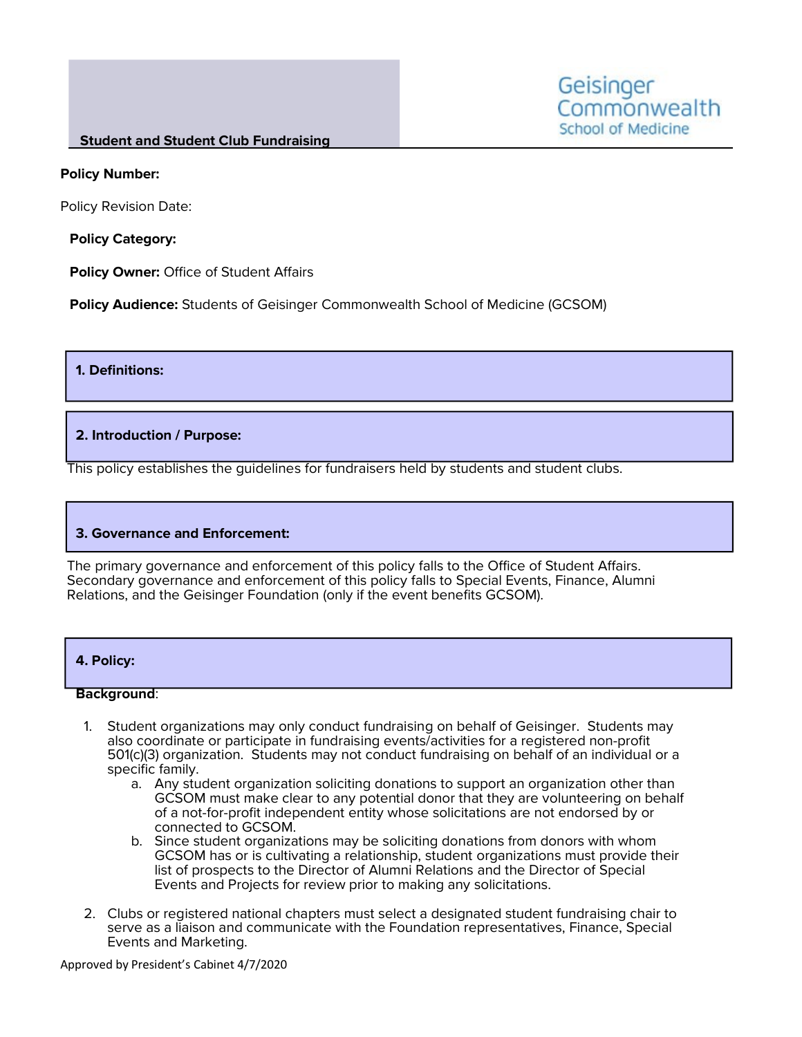# Student and Student Club Fundraising

Geisinger Commonwealth School of Medicine

**Policy Number:**

Policy Revision Date:

**Policy Category:**

**Policy Owner:** Office of Student Affairs

**Policy Audience:** Students of Geisinger Commonwealth School of Medicine (GCSOM)

## 1. Definitions:

## 2. Introduction / Purpose:

This policy establishes the guidelines for fundraisers held by students and student clubs.

## 3. Governance and Enforcement:

The primary governance and enforcement of this policy falls to the Office of Student Affairs. Secondary governance and enforcement of this policy falls to Special Events, Finance, Alumni Relations, and the Geisinger Foundation (only if the event benefits GCSOM).

## 4. Policy:

**Background**:

1. Student organizations may only conduct fundraising on behalf of Geisinger. Students may also coordinate or participate in fundraising events/activities for a registered non-profit 501(c)(3) organization. Students may not conduct fundraising on behalf of an individual or a specific family.
    a. Any student organization soliciting donations to support an organization other than GCSOM must make clear to any potential donor that they are volunteering on behalf of a not-for-profit independent entity whose solicitations are not endorsed by or connected to GCSOM.
    b. Since student organizations may be soliciting donations from donors with whom GCSOM has or is cultivating a relationship, student organizations must provide their list of prospects to the Director of Alumni Relations and the Director of Special Events and Projects for review prior to making any solicitations.

2. Clubs or registered national chapters must select a designated student fundraising chair to serve as a liaison and communicate with the Foundation representatives, Finance, Special Events and Marketing.

Approved by President's Cabinet 4/7/2020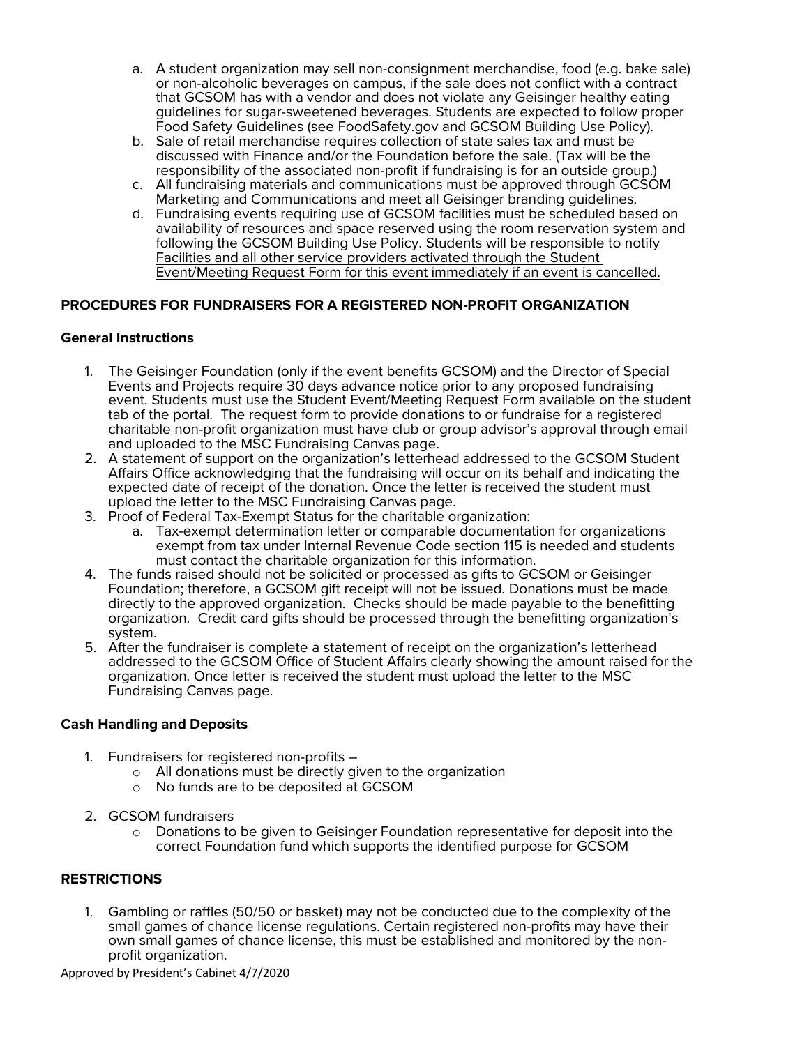a. A student organization may sell non-consignment merchandise, food (e.g. bake sale) or non-alcoholic beverages on campus, if the sale does not conflict with a contract that GCSOM has with a vendor and does not violate any Geisinger healthy eating guidelines for sugar-sweetened beverages. Students are expected to follow proper Food Safety Guidelines (see FoodSafety.gov and GCSOM Building Use Policy).

b. Sale of retail merchandise requires collection of state sales tax and must be discussed with Finance and/or the Foundation before the sale. (Tax will be the responsibility of the associated non-profit if fundraising is for an outside group.)

c. All fundraising materials and communications must be approved through GCSOM Marketing and Communications and meet all Geisinger branding guidelines.

d. Fundraising events requiring use of GCSOM facilities must be scheduled based on availability of resources and space reserved using the room reservation system and following the GCSOM Building Use Policy. <u>Students will be responsible to notify Facilities and all other service providers activated through the Student Event/Meeting Request Form for this event immediately if an event is cancelled.</u>

## PROCEDURES FOR FUNDRAISERS FOR A REGISTERED NON-PROFIT ORGANIZATION

### General Instructions

1. The Geisinger Foundation (only if the event benefits GCSOM) and the Director of Special Events and Projects require 30 days advance notice prior to any proposed fundraising event. Students must use the Student Event/Meeting Request Form available on the student tab of the portal. The request form to provide donations to or fundraise for a registered charitable non-profit organization must have club or group advisor's approval through email and uploaded to the MSC Fundraising Canvas page.
2. A statement of support on the organization's letterhead addressed to the GCSOM Student Affairs Office acknowledging that the fundraising will occur on its behalf and indicating the expected date of receipt of the donation. Once the letter is received the student must upload the letter to the MSC Fundraising Canvas page.
3. Proof of Federal Tax-Exempt Status for the charitable organization:
   a. Tax-exempt determination letter or comparable documentation for organizations exempt from tax under Internal Revenue Code section 115 is needed and students must contact the charitable organization for this information.
4. The funds raised should not be solicited or processed as gifts to GCSOM or Geisinger Foundation; therefore, a GCSOM gift receipt will not be issued. Donations must be made directly to the approved organization. Checks should be made payable to the benefitting organization. Credit card gifts should be processed through the benefitting organization's system.
5. After the fundraiser is complete a statement of receipt on the organization's letterhead addressed to the GCSOM Office of Student Affairs clearly showing the amount raised for the organization. Once letter is received the student must upload the letter to the MSC Fundraising Canvas page.

### Cash Handling and Deposits

1. Fundraisers for registered non-profits –
   - All donations must be directly given to the organization
   - No funds are to be deposited at GCSOM
2. GCSOM fundraisers
   - Donations to be given to Geisinger Foundation representative for deposit into the correct Foundation fund which supports the identified purpose for GCSOM

## RESTRICTIONS

1. Gambling or raffles (50/50 or basket) may not be conducted due to the complexity of the small games of chance license regulations. Certain registered non-profits may have their own small games of chance license, this must be established and monitored by the non-profit organization.

Approved by President's Cabinet 4/7/2020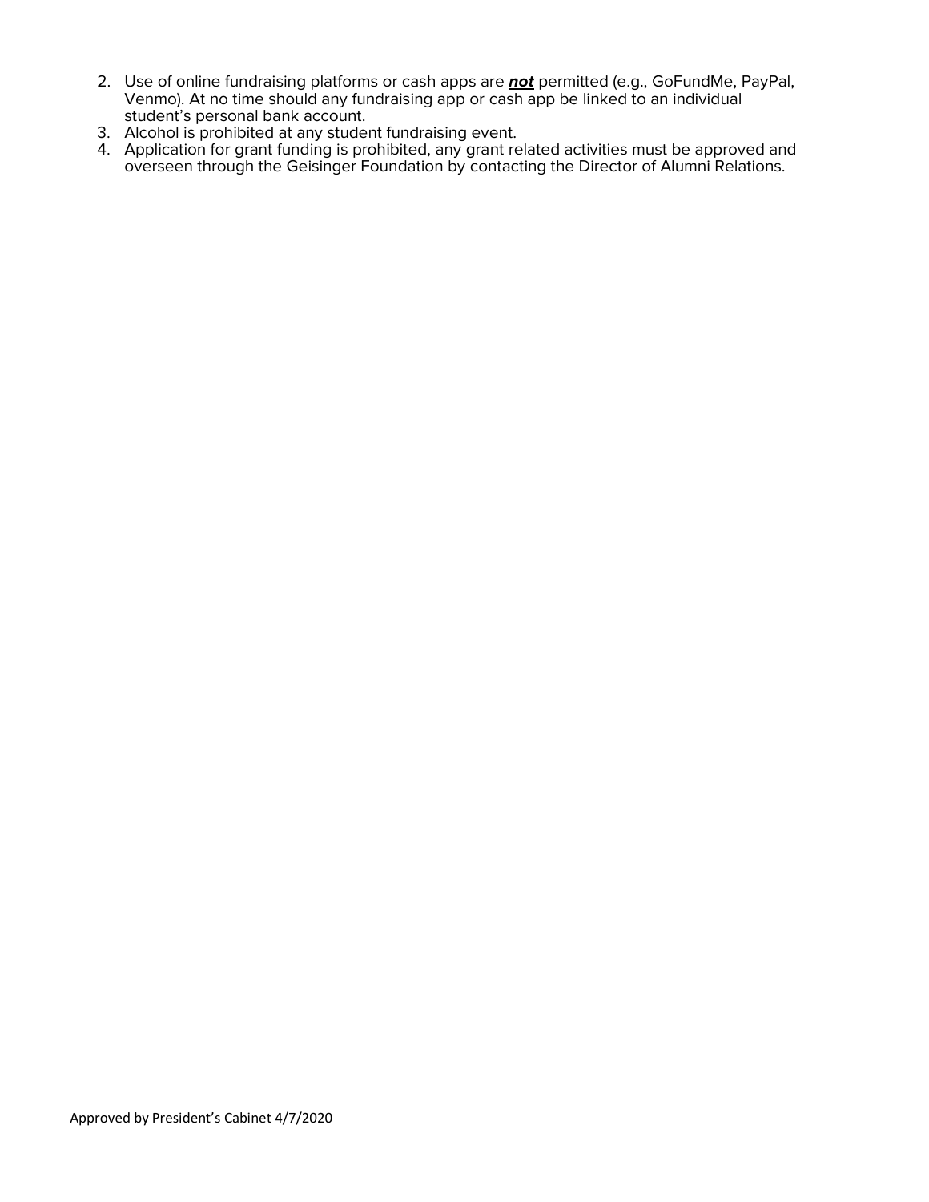2. Use of online fundraising platforms or cash apps are ***not*** permitted (e.g., GoFundMe, PayPal, Venmo). At no time should any fundraising app or cash app be linked to an individual student's personal bank account.
3. Alcohol is prohibited at any student fundraising event.
4. Application for grant funding is prohibited, any grant related activities must be approved and overseen through the Geisinger Foundation by contacting the Director of Alumni Relations.

Approved by President's Cabinet 4/7/2020